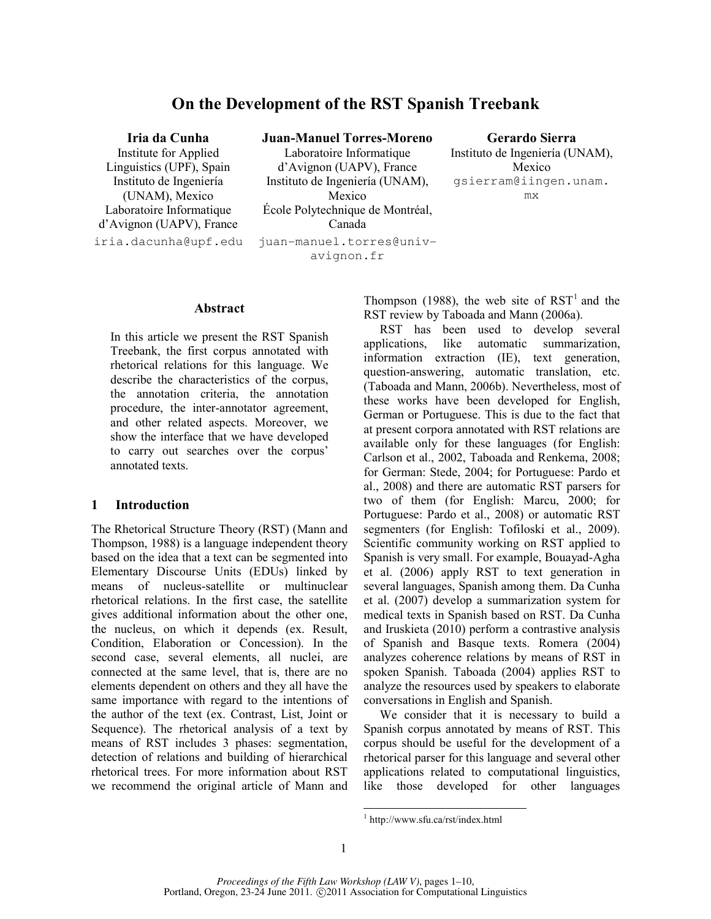# On the Development of the RST Spanish Treebank

**Iria da Cunha**
Institute for Applied Linguistics (UPF), Spain
Instituto de Ingeniería (UNAM), Mexico
Laboratoire Informatique d'Avignon (UAPV), France
iria.dacunha@upf.edu

**Juan-Manuel Torres-Moreno**
Laboratoire Informatique d'Avignon (UAPV), France
Instituto de Ingeniería (UNAM), Mexico
École Polytechnique de Montréal, Canada
juan-manuel.torres@univ-avignon.fr

**Gerardo Sierra**
Instituto de Ingeniería (UNAM), Mexico
gsierram@iingen.unam.mx

## Abstract

In this article we present the RST Spanish Treebank, the first corpus annotated with rhetorical relations for this language. We describe the characteristics of the corpus, the annotation criteria, the annotation procedure, the inter-annotator agreement, and other related aspects. Moreover, we show the interface that we have developed to carry out searches over the corpus' annotated texts.

## 1 Introduction

The Rhetorical Structure Theory (RST) (Mann and Thompson, 1988) is a language independent theory based on the idea that a text can be segmented into Elementary Discourse Units (EDUs) linked by means of nucleus-satellite or multinuclear rhetorical relations. In the first case, the satellite gives additional information about the other one, the nucleus, on which it depends (ex. Result, Condition, Elaboration or Concession). In the second case, several elements, all nuclei, are connected at the same level, that is, there are no elements dependent on others and they all have the same importance with regard to the intentions of the author of the text (ex. Contrast, List, Joint or Sequence). The rhetorical analysis of a text by means of RST includes 3 phases: segmentation, detection of relations and building of hierarchical rhetorical trees. For more information about RST we recommend the original article of Mann and Thompson (1988), the web site of RST[1] and the RST review by Taboada and Mann (2006a).

RST has been used to develop several applications, like automatic summarization, information extraction (IE), text generation, question-answering, automatic translation, etc. (Taboada and Mann, 2006b). Nevertheless, most of these works have been developed for English, German or Portuguese. This is due to the fact that at present corpora annotated with RST relations are available only for these languages (for English: Carlson et al., 2002, Taboada and Renkema, 2008; for German: Stede, 2004; for Portuguese: Pardo et al., 2008) and there are automatic RST parsers for two of them (for English: Marcu, 2000; for Portuguese: Pardo et al., 2008) or automatic RST segmenters (for English: Tofiloski et al., 2009). Scientific community working on RST applied to Spanish is very small. For example, Bouayad-Agha et al. (2006) apply RST to text generation in several languages, Spanish among them. Da Cunha et al. (2007) develop a summarization system for medical texts in Spanish based on RST. Da Cunha and Iruskieta (2010) perform a contrastive analysis of Spanish and Basque texts. Romera (2004) analyzes coherence relations by means of RST in spoken Spanish. Taboada (2004) applies RST to analyze the resources used by speakers to elaborate conversations in English and Spanish.

We consider that it is necessary to build a Spanish corpus annotated by means of RST. This corpus should be useful for the development of a rhetorical parser for this language and several other applications related to computational linguistics, like those developed for other languages

[1] http://www.sfu.ca/rst/index.html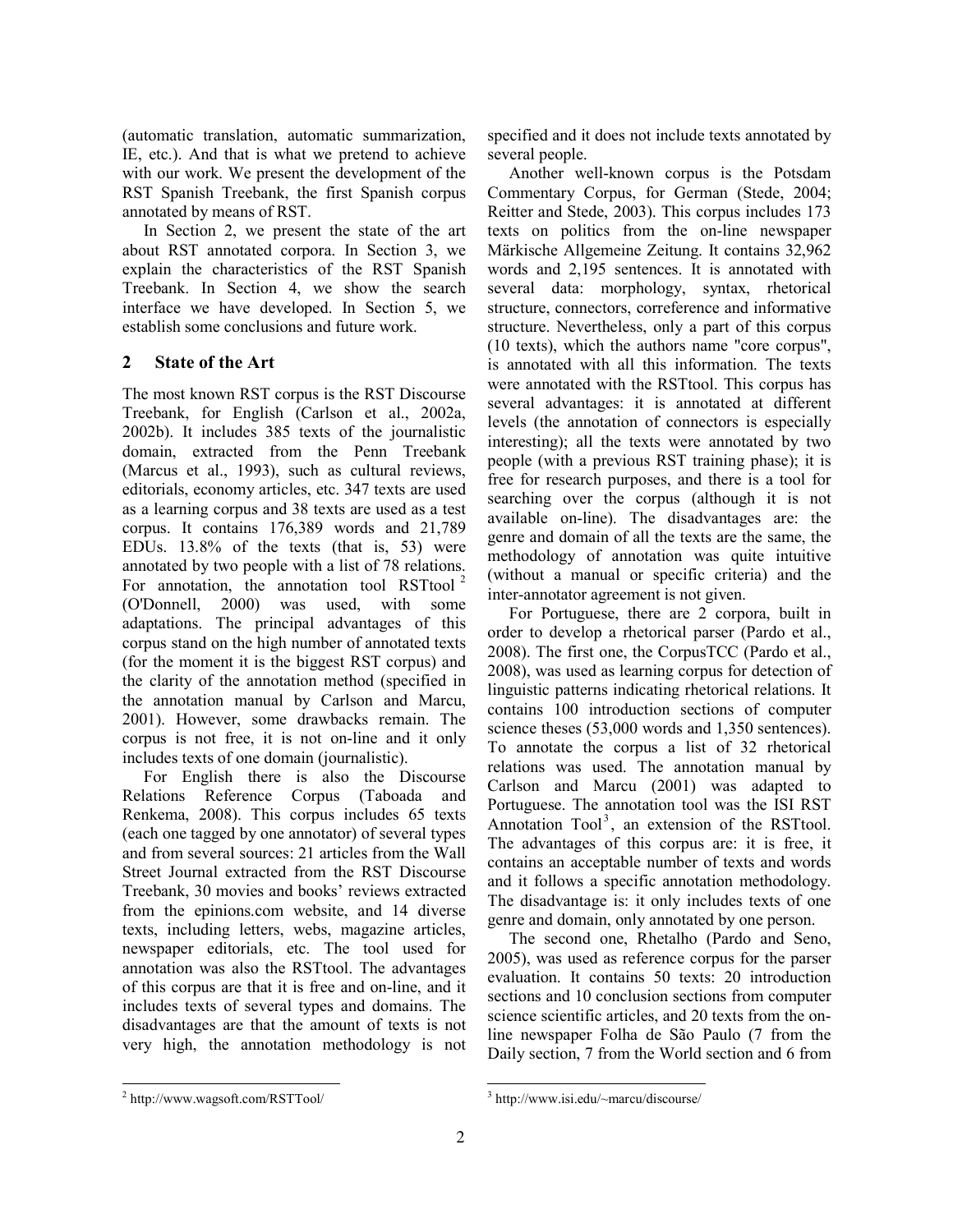(automatic translation, automatic summarization, IE, etc.). And that is what we pretend to achieve with our work. We present the development of the RST Spanish Treebank, the first Spanish corpus annotated by means of RST.

In Section 2, we present the state of the art about RST annotated corpora. In Section 3, we explain the characteristics of the RST Spanish Treebank. In Section 4, we show the search interface we have developed. In Section 5, we establish some conclusions and future work.

## 2 State of the Art

The most known RST corpus is the RST Discourse Treebank, for English (Carlson et al., 2002a, 2002b). It includes 385 texts of the journalistic domain, extracted from the Penn Treebank (Marcus et al., 1993), such as cultural reviews, editorials, economy articles, etc. 347 texts are used as a learning corpus and 38 texts are used as a test corpus. It contains 176,389 words and 21,789 EDUs. 13.8% of the texts (that is, 53) were annotated by two people with a list of 78 relations. For annotation, the annotation tool RSTtool [2] (O'Donnell, 2000) was used, with some adaptations. The principal advantages of this corpus stand on the high number of annotated texts (for the moment it is the biggest RST corpus) and the clarity of the annotation method (specified in the annotation manual by Carlson and Marcu, 2001). However, some drawbacks remain. The corpus is not free, it is not on-line and it only includes texts of one domain (journalistic).

For English there is also the Discourse Relations Reference Corpus (Taboada and Renkema, 2008). This corpus includes 65 texts (each one tagged by one annotator) of several types and from several sources: 21 articles from the Wall Street Journal extracted from the RST Discourse Treebank, 30 movies and books' reviews extracted from the epinions.com website, and 14 diverse texts, including letters, webs, magazine articles, newspaper editorials, etc. The tool used for annotation was also the RSTtool. The advantages of this corpus are that it is free and on-line, and it includes texts of several types and domains. The disadvantages are that the amount of texts is not very high, the annotation methodology is not specified and it does not include texts annotated by several people.

Another well-known corpus is the Potsdam Commentary Corpus, for German (Stede, 2004; Reitter and Stede, 2003). This corpus includes 173 texts on politics from the on-line newspaper Märkische Allgemeine Zeitung. It contains 32,962 words and 2,195 sentences. It is annotated with several data: morphology, syntax, rhetorical structure, connectors, correference and informative structure. Nevertheless, only a part of this corpus (10 texts), which the authors name "core corpus", is annotated with all this information. The texts were annotated with the RSTtool. This corpus has several advantages: it is annotated at different levels (the annotation of connectors is especially interesting); all the texts were annotated by two people (with a previous RST training phase); it is free for research purposes, and there is a tool for searching over the corpus (although it is not available on-line). The disadvantages are: the genre and domain of all the texts are the same, the methodology of annotation was quite intuitive (without a manual or specific criteria) and the inter-annotator agreement is not given.

For Portuguese, there are 2 corpora, built in order to develop a rhetorical parser (Pardo et al., 2008). The first one, the CorpusTCC (Pardo et al., 2008), was used as learning corpus for detection of linguistic patterns indicating rhetorical relations. It contains 100 introduction sections of computer science theses (53,000 words and 1,350 sentences). To annotate the corpus a list of 32 rhetorical relations was used. The annotation manual by Carlson and Marcu (2001) was adapted to Portuguese. The annotation tool was the ISI RST Annotation Tool [3], an extension of the RSTtool. The advantages of this corpus are: it is free, it contains an acceptable number of texts and words and it follows a specific annotation methodology. The disadvantage is: it only includes texts of one genre and domain, only annotated by one person.

The second one, Rhetalho (Pardo and Seno, 2005), was used as reference corpus for the parser evaluation. It contains 50 texts: 20 introduction sections and 10 conclusion sections from computer science scientific articles, and 20 texts from the on-line newspaper Folha de São Paulo (7 from the Daily section, 7 from the World section and 6 from

[2] http://www.wagsoft.com/RSTTool/

[3] http://www.isi.edu/~marcu/discourse/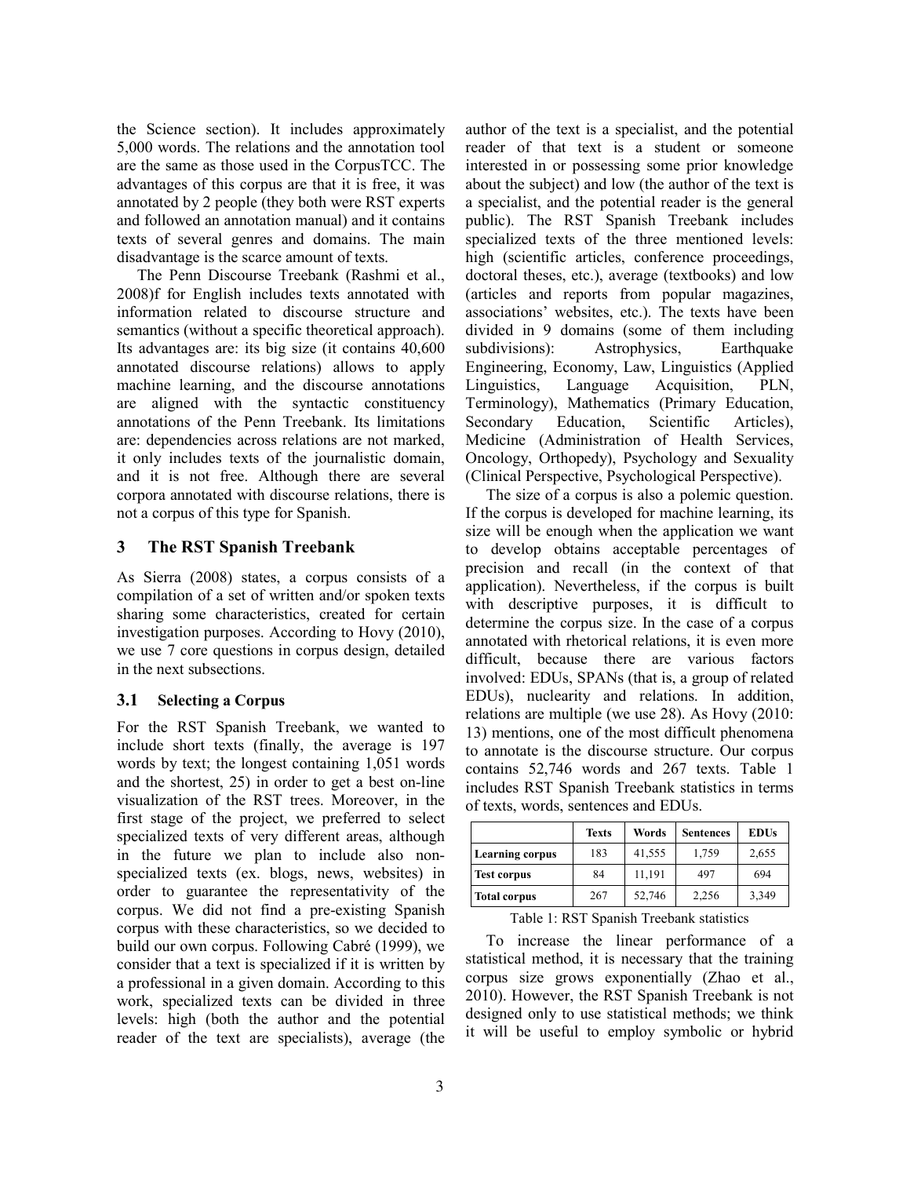the Science section). It includes approximately 5,000 words. The relations and the annotation tool are the same as those used in the CorpusTCC. The advantages of this corpus are that it is free, it was annotated by 2 people (they both were RST experts and followed an annotation manual) and it contains texts of several genres and domains. The main disadvantage is the scarce amount of texts.

The Penn Discourse Treebank (Rashmi et al., 2008)f for English includes texts annotated with information related to discourse structure and semantics (without a specific theoretical approach). Its advantages are: its big size (it contains 40,600 annotated discourse relations) allows to apply machine learning, and the discourse annotations are aligned with the syntactic constituency annotations of the Penn Treebank. Its limitations are: dependencies across relations are not marked, it only includes texts of the journalistic domain, and it is not free. Although there are several corpora annotated with discourse relations, there is not a corpus of this type for Spanish.

## 3 The RST Spanish Treebank

As Sierra (2008) states, a corpus consists of a compilation of a set of written and/or spoken texts sharing some characteristics, created for certain investigation purposes. According to Hovy (2010), we use 7 core questions in corpus design, detailed in the next subsections.

### 3.1 Selecting a Corpus

For the RST Spanish Treebank, we wanted to include short texts (finally, the average is 197 words by text; the longest containing 1,051 words and the shortest, 25) in order to get a best on-line visualization of the RST trees. Moreover, in the first stage of the project, we preferred to select specialized texts of very different areas, although in the future we plan to include also non-specialized texts (ex. blogs, news, websites) in order to guarantee the representativity of the corpus. We did not find a pre-existing Spanish corpus with these characteristics, so we decided to build our own corpus. Following Cabré (1999), we consider that a text is specialized if it is written by a professional in a given domain. According to this work, specialized texts can be divided in three levels: high (both the author and the potential reader of the text are specialists), average (the author of the text is a specialist, and the potential reader of that text is a student or someone interested in or possessing some prior knowledge about the subject) and low (the author of the text is a specialist, and the potential reader is the general public). The RST Spanish Treebank includes specialized texts of the three mentioned levels: high (scientific articles, conference proceedings, doctoral theses, etc.), average (textbooks) and low (articles and reports from popular magazines, associations' websites, etc.). The texts have been divided in 9 domains (some of them including subdivisions): Astrophysics, Earthquake Engineering, Economy, Law, Linguistics (Applied Linguistics, Language Acquisition, PLN, Terminology), Mathematics (Primary Education, Secondary Education, Scientific Articles), Medicine (Administration of Health Services, Oncology, Orthopedy), Psychology and Sexuality (Clinical Perspective, Psychological Perspective).

The size of a corpus is also a polemic question. If the corpus is developed for machine learning, its size will be enough when the application we want to develop obtains acceptable percentages of precision and recall (in the context of that application). Nevertheless, if the corpus is built with descriptive purposes, it is difficult to determine the corpus size. In the case of a corpus annotated with rhetorical relations, it is even more difficult, because there are various factors involved: EDUs, SPANs (that is, a group of related EDUs), nuclearity and relations. In addition, relations are multiple (we use 28). As Hovy (2010: 13) mentions, one of the most difficult phenomena to annotate is the discourse structure. Our corpus contains 52,746 words and 267 texts. Table 1 includes RST Spanish Treebank statistics in terms of texts, words, sentences and EDUs.

| | **Texts** | **Words** | **Sentences** | **EDUs** |
|---|---|---|---|---|
| **Learning corpus** | 183 | 41,555 | 1,759 | 2,655 |
| **Test corpus** | 84 | 11,191 | 497 | 694 |
| **Total corpus** | 267 | 52,746 | 2,256 | 3,349 |

Table 1: RST Spanish Treebank statistics

To increase the linear performance of a statistical method, it is necessary that the training corpus size grows exponentially (Zhao et al., 2010). However, the RST Spanish Treebank is not designed only to use statistical methods; we think it will be useful to employ symbolic or hybrid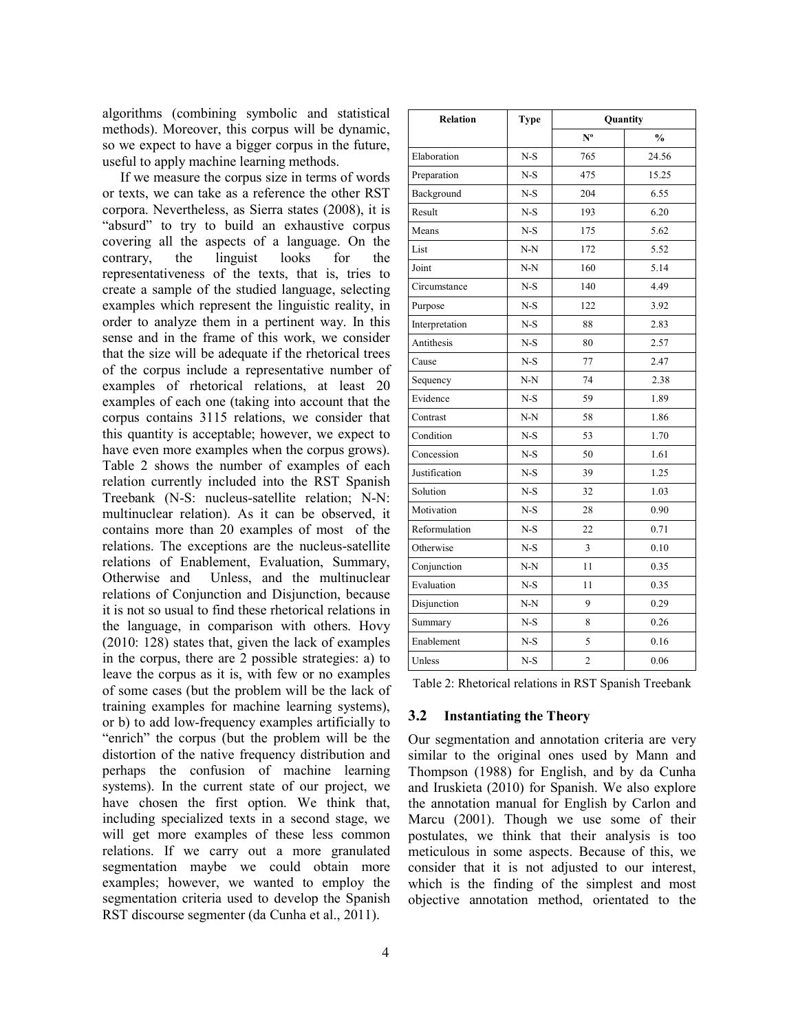algorithms (combining symbolic and statistical methods). Moreover, this corpus will be dynamic, so we expect to have a bigger corpus in the future, useful to apply machine learning methods.

If we measure the corpus size in terms of words or texts, we can take as a reference the other RST corpora. Nevertheless, as Sierra states (2008), it is "absurd" to try to build an exhaustive corpus covering all the aspects of a language. On the contrary, the linguist looks for the representativeness of the texts, that is, tries to create a sample of the studied language, selecting examples which represent the linguistic reality, in order to analyze them in a pertinent way. In this sense and in the frame of this work, we consider that the size will be adequate if the rhetorical trees of the corpus include a representative number of examples of rhetorical relations, at least 20 examples of each one (taking into account that the corpus contains 3115 relations, we consider that this quantity is acceptable; however, we expect to have even more examples when the corpus grows). Table 2 shows the number of examples of each relation currently included into the RST Spanish Treebank (N-S: nucleus-satellite relation; N-N: multinuclear relation). As it can be observed, it contains more than 20 examples of most of the relations. The exceptions are the nucleus-satellite relations of Enablement, Evaluation, Summary, Otherwise and Unless, and the multinuclear relations of Conjunction and Disjunction, because it is not so usual to find these rhetorical relations in the language, in comparison with others. Hovy (2010: 128) states that, given the lack of examples in the corpus, there are 2 possible strategies: a) to leave the corpus as it is, with few or no examples of some cases (but the problem will be the lack of training examples for machine learning systems), or b) to add low-frequency examples artificially to "enrich" the corpus (but the problem will be the distortion of the native frequency distribution and perhaps the confusion of machine learning systems). In the current state of our project, we have chosen the first option. We think that, including specialized texts in a second stage, we will get more examples of these less common relations. If we carry out a more granulated segmentation maybe we could obtain more examples; however, we wanted to employ the segmentation criteria used to develop the Spanish RST discourse segmenter (da Cunha et al., 2011).

| Relation | Type | Quantity | |
|---|---|---|---|
| | | Nº | % |
| Elaboration | N-S | 765 | 24.56 |
| Preparation | N-S | 475 | 15.25 |
| Background | N-S | 204 | 6.55 |
| Result | N-S | 193 | 6.20 |
| Means | N-S | 175 | 5.62 |
| List | N-N | 172 | 5.52 |
| Joint | N-N | 160 | 5.14 |
| Circumstance | N-S | 140 | 4.49 |
| Purpose | N-S | 122 | 3.92 |
| Interpretation | N-S | 88 | 2.83 |
| Antithesis | N-S | 80 | 2.57 |
| Cause | N-S | 77 | 2.47 |
| Sequency | N-N | 74 | 2.38 |
| Evidence | N-S | 59 | 1.89 |
| Contrast | N-N | 58 | 1.86 |
| Condition | N-S | 53 | 1.70 |
| Concession | N-S | 50 | 1.61 |
| Justification | N-S | 39 | 1.25 |
| Solution | N-S | 32 | 1.03 |
| Motivation | N-S | 28 | 0.90 |
| Reformulation | N-S | 22 | 0.71 |
| Otherwise | N-S | 3 | 0.10 |
| Conjunction | N-N | 11 | 0.35 |
| Evaluation | N-S | 11 | 0.35 |
| Disjunction | N-N | 9 | 0.29 |
| Summary | N-S | 8 | 0.26 |
| Enablement | N-S | 5 | 0.16 |
| Unless | N-S | 2 | 0.06 |

Table 2: Rhetorical relations in RST Spanish Treebank

### 3.2 Instantiating the Theory

Our segmentation and annotation criteria are very similar to the original ones used by Mann and Thompson (1988) for English, and by da Cunha and Iruskieta (2010) for Spanish. We also explore the annotation manual for English by Carlon and Marcu (2001). Though we use some of their postulates, we think that their analysis is too meticulous in some aspects. Because of this, we consider that it is not adjusted to our interest, which is the finding of the simplest and most objective annotation method, orientated to the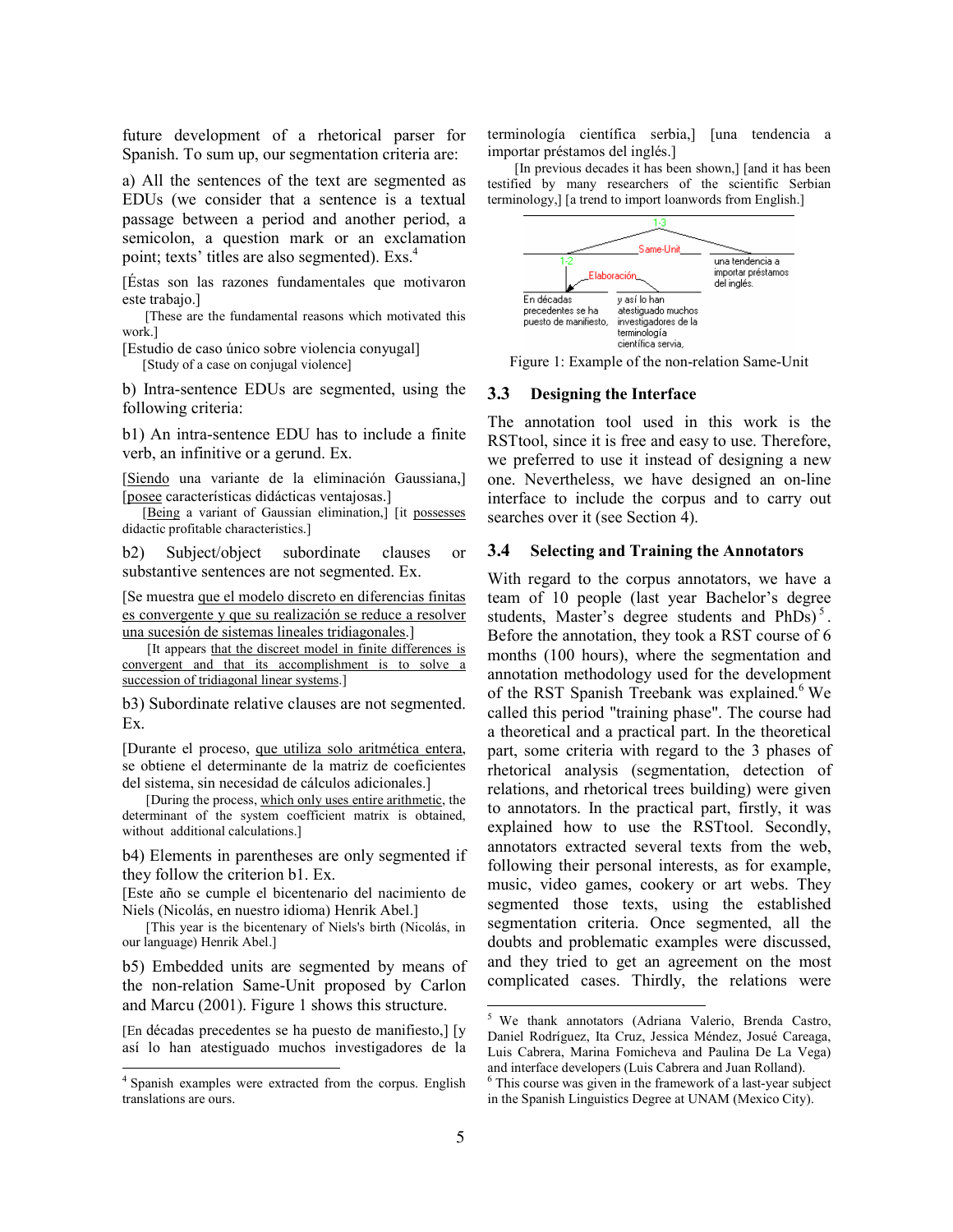future development of a rhetorical parser for Spanish. To sum up, our segmentation criteria are:

a) All the sentences of the text are segmented as EDUs (we consider that a sentence is a textual passage between a period and another period, a semicolon, a question mark or an exclamation point; texts' titles are also segmented). Exs.[4]

[Éstas son las razones fundamentales que motivaron este trabajo.]

[These are the fundamental reasons which motivated this work.]

[Estudio de caso único sobre violencia conyugal]

[Study of a case on conjugal violence]

b) Intra-sentence EDUs are segmented, using the following criteria:

b1) An intra-sentence EDU has to include a finite verb, an infinitive or a gerund. Ex.

[Siendo una variante de la eliminación Gaussiana,] [posee características didácticas ventajosas.]

[Being a variant of Gaussian elimination,] [it possesses didactic profitable characteristics.]

b2) Subject/object subordinate clauses or substantive sentences are not segmented. Ex.

[Se muestra que el modelo discreto en diferencias finitas es convergente y que su realización se reduce a resolver una sucesión de sistemas lineales tridiagonales.]

[It appears that the discreet model in finite differences is convergent and that its accomplishment is to solve a succession of tridiagonal linear systems.]

b3) Subordinate relative clauses are not segmented. Ex.

[Durante el proceso, que utiliza solo aritmética entera, se obtiene el determinante de la matriz de coeficientes del sistema, sin necesidad de cálculos adicionales.]

[During the process, which only uses entire arithmetic, the determinant of the system coefficient matrix is obtained, without additional calculations.]

b4) Elements in parentheses are only segmented if they follow the criterion b1. Ex.

[Este año se cumple el bicentenario del nacimiento de Niels (Nicolás, en nuestro idioma) Henrik Abel.]

[This year is the bicentenary of Niels's birth (Nicolás, in our language) Henrik Abel.]

b5) Embedded units are segmented by means of the non-relation Same-Unit proposed by Carlon and Marcu (2001). Figure 1 shows this structure.

[En décadas precedentes se ha puesto de manifiesto,] [y así lo han atestiguado muchos investigadores de la terminología científica serbia,] [una tendencia a importar préstamos del inglés.]

[In previous decades it has been shown,] [and it has been testified by many researchers of the scientific Serbian terminology,] [a trend to import loanwords from English.]

Figure 1: Example of the non-relation Same-Unit

## 3.3 Designing the Interface

The annotation tool used in this work is the RSTtool, since it is free and easy to use. Therefore, we preferred to use it instead of designing a new one. Nevertheless, we have designed an on-line interface to include the corpus and to carry out searches over it (see Section 4).

## 3.4 Selecting and Training the Annotators

With regard to the corpus annotators, we have a team of 10 people (last year Bachelor's degree students, Master's degree students and PhDs)[5]. Before the annotation, they took a RST course of 6 months (100 hours), where the segmentation and annotation methodology used for the development of the RST Spanish Treebank was explained.[6] We called this period "training phase". The course had a theoretical and a practical part. In the theoretical part, some criteria with regard to the 3 phases of rhetorical analysis (segmentation, detection of relations, and rhetorical trees building) were given to annotators. In the practical part, firstly, it was explained how to use the RSTtool. Secondly, annotators extracted several texts from the web, following their personal interests, as for example, music, video games, cookery or art webs. They segmented those texts, using the established segmentation criteria. Once segmented, all the doubts and problematic examples were discussed, and they tried to get an agreement on the most complicated cases. Thirdly, the relations were

[4] Spanish examples were extracted from the corpus. English translations are ours.

[5] We thank annotators (Adriana Valerio, Brenda Castro, Daniel Rodríguez, Ita Cruz, Jessica Méndez, Josué Careaga, Luis Cabrera, Marina Fomicheva and Paulina De La Vega) and interface developers (Luis Cabrera and Juan Rolland).

[6] This course was given in the framework of a last-year subject in the Spanish Linguistics Degree at UNAM (Mexico City).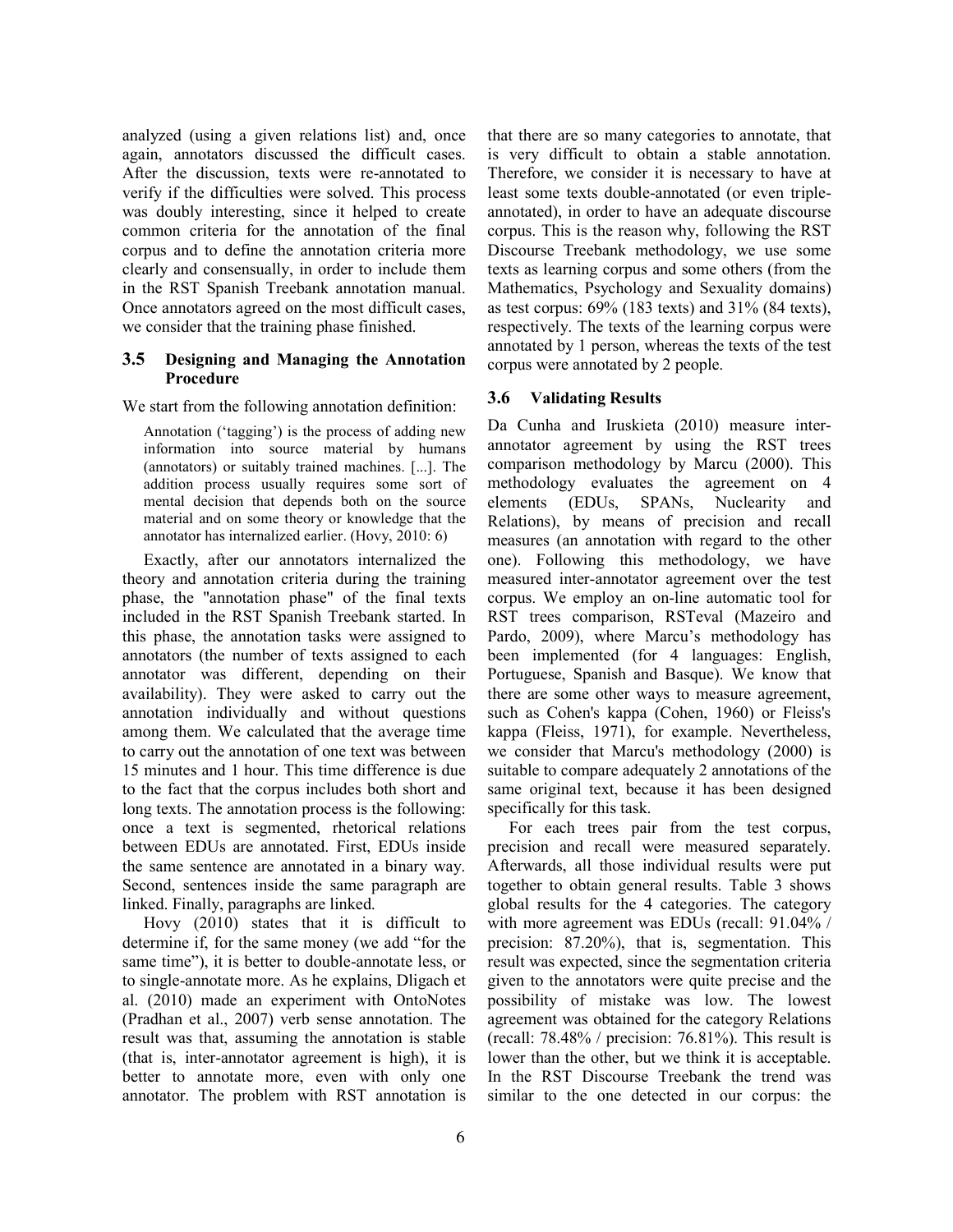analyzed (using a given relations list) and, once again, annotators discussed the difficult cases. After the discussion, texts were re-annotated to verify if the difficulties were solved. This process was doubly interesting, since it helped to create common criteria for the annotation of the final corpus and to define the annotation criteria more clearly and consensually, in order to include them in the RST Spanish Treebank annotation manual. Once annotators agreed on the most difficult cases, we consider that the training phase finished.

### 3.5 Designing and Managing the Annotation Procedure

We start from the following annotation definition:

> Annotation ('tagging') is the process of adding new information into source material by humans (annotators) or suitably trained machines. [...]. The addition process usually requires some sort of mental decision that depends both on the source material and on some theory or knowledge that the annotator has internalized earlier. (Hovy, 2010: 6)

Exactly, after our annotators internalized the theory and annotation criteria during the training phase, the "annotation phase" of the final texts included in the RST Spanish Treebank started. In this phase, the annotation tasks were assigned to annotators (the number of texts assigned to each annotator was different, depending on their availability). They were asked to carry out the annotation individually and without questions among them. We calculated that the average time to carry out the annotation of one text was between 15 minutes and 1 hour. This time difference is due to the fact that the corpus includes both short and long texts. The annotation process is the following: once a text is segmented, rhetorical relations between EDUs are annotated. First, EDUs inside the same sentence are annotated in a binary way. Second, sentences inside the same paragraph are linked. Finally, paragraphs are linked.

Hovy (2010) states that it is difficult to determine if, for the same money (we add "for the same time"), it is better to double-annotate less, or to single-annotate more. As he explains, Dligach et al. (2010) made an experiment with OntoNotes (Pradhan et al., 2007) verb sense annotation. The result was that, assuming the annotation is stable (that is, inter-annotator agreement is high), it is better to annotate more, even with only one annotator. The problem with RST annotation is that there are so many categories to annotate, that is very difficult to obtain a stable annotation. Therefore, we consider it is necessary to have at least some texts double-annotated (or even triple-annotated), in order to have an adequate discourse corpus. This is the reason why, following the RST Discourse Treebank methodology, we use some texts as learning corpus and some others (from the Mathematics, Psychology and Sexuality domains) as test corpus: 69% (183 texts) and 31% (84 texts), respectively. The texts of the learning corpus were annotated by 1 person, whereas the texts of the test corpus were annotated by 2 people.

### 3.6 Validating Results

Da Cunha and Iruskieta (2010) measure inter-annotator agreement by using the RST trees comparison methodology by Marcu (2000). This methodology evaluates the agreement on 4 elements (EDUs, SPANs, Nuclearity and Relations), by means of precision and recall measures (an annotation with regard to the other one). Following this methodology, we have measured inter-annotator agreement over the test corpus. We employ an on-line automatic tool for RST trees comparison, RSTeval (Mazeiro and Pardo, 2009), where Marcu's methodology has been implemented (for 4 languages: English, Portuguese, Spanish and Basque). We know that there are some other ways to measure agreement, such as Cohen's kappa (Cohen, 1960) or Fleiss's kappa (Fleiss, 1971), for example. Nevertheless, we consider that Marcu's methodology (2000) is suitable to compare adequately 2 annotations of the same original text, because it has been designed specifically for this task.

For each trees pair from the test corpus, precision and recall were measured separately. Afterwards, all those individual results were put together to obtain general results. Table 3 shows global results for the 4 categories. The category with more agreement was EDUs (recall: 91.04% / precision: 87.20%), that is, segmentation. This result was expected, since the segmentation criteria given to the annotators were quite precise and the possibility of mistake was low. The lowest agreement was obtained for the category Relations (recall: 78.48% / precision: 76.81%). This result is lower than the other, but we think it is acceptable. In the RST Discourse Treebank the trend was similar to the one detected in our corpus: the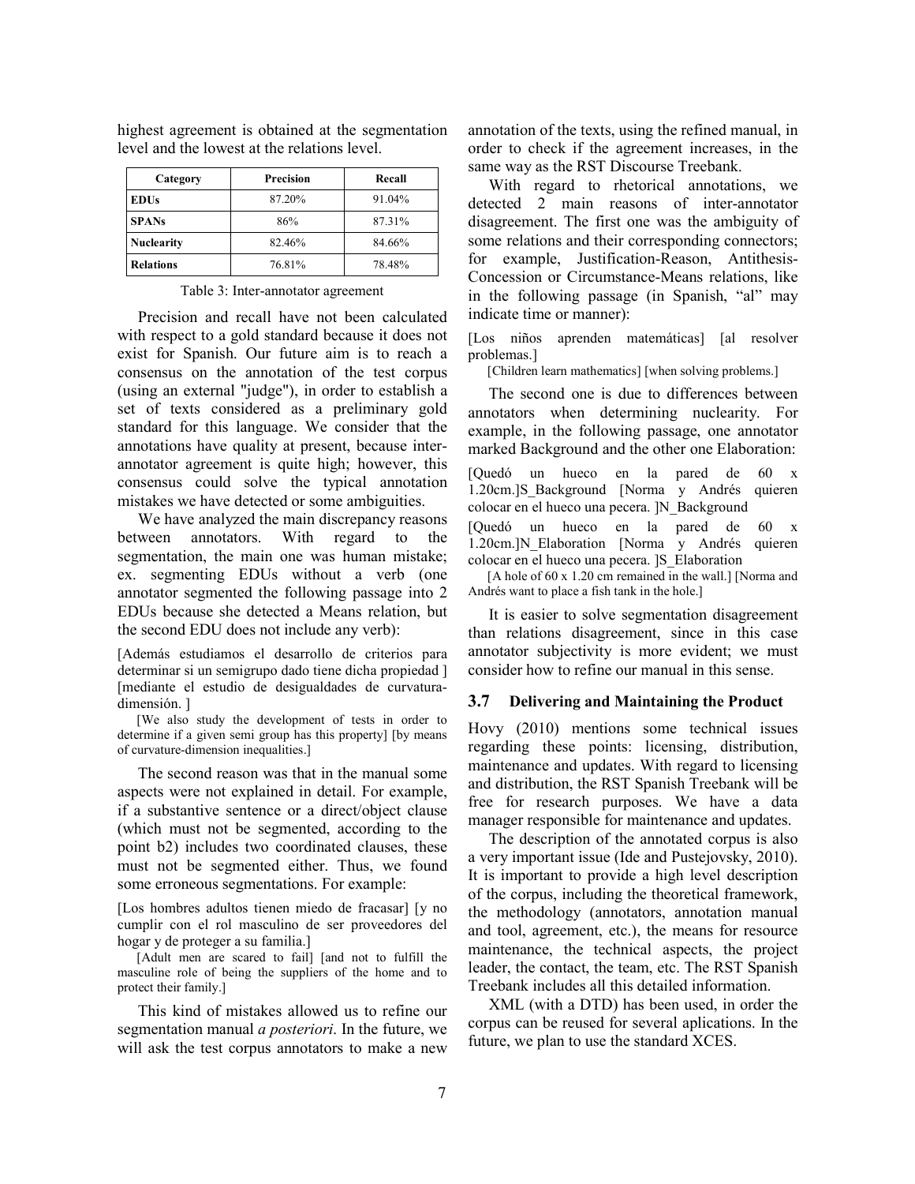highest agreement is obtained at the segmentation level and the lowest at the relations level.

| Category | Precision | Recall |
|---|---|---|
| **EDUs** | 87.20% | 91.04% |
| **SPANs** | 86% | 87.31% |
| **Nuclearity** | 82.46% | 84.66% |
| **Relations** | 76.81% | 78.48% |

Table 3: Inter-annotator agreement

Precision and recall have not been calculated with respect to a gold standard because it does not exist for Spanish. Our future aim is to reach a consensus on the annotation of the test corpus (using an external "judge"), in order to establish a set of texts considered as a preliminary gold standard for this language. We consider that the annotations have quality at present, because inter-annotator agreement is quite high; however, this consensus could solve the typical annotation mistakes we have detected or some ambiguities.

We have analyzed the main discrepancy reasons between annotators. With regard to the segmentation, the main one was human mistake; ex. segmenting EDUs without a verb (one annotator segmented the following passage into 2 EDUs because she detected a Means relation, but the second EDU does not include any verb):

[Además estudiamos el desarrollo de criterios para determinar si un semigrupo dado tiene dicha propiedad ] [mediante el estudio de desigualdades de curvatura-dimensión. ]

[We also study the development of tests in order to determine if a given semi group has this property] [by means of curvature-dimension inequalities.]

The second reason was that in the manual some aspects were not explained in detail. For example, if a substantive sentence or a direct/object clause (which must not be segmented, according to the point b2) includes two coordinated clauses, these must not be segmented either. Thus, we found some erroneous segmentations. For example:

[Los hombres adultos tienen miedo de fracasar] [y no cumplir con el rol masculino de ser proveedores del hogar y de proteger a su familia.]

[Adult men are scared to fail] [and not to fulfill the masculine role of being the suppliers of the home and to protect their family.]

This kind of mistakes allowed us to refine our segmentation manual *a posteriori*. In the future, we will ask the test corpus annotators to make a new annotation of the texts, using the refined manual, in order to check if the agreement increases, in the same way as the RST Discourse Treebank.

With regard to rhetorical annotations, we detected 2 main reasons of inter-annotator disagreement. The first one was the ambiguity of some relations and their corresponding connectors; for example, Justification-Reason, Antithesis-Concession or Circumstance-Means relations, like in the following passage (in Spanish, "al" may indicate time or manner):

[Los niños aprenden matemáticas] [al resolver problemas.]

[Children learn mathematics] [when solving problems.]

The second one is due to differences between annotators when determining nuclearity. For example, in the following passage, one annotator marked Background and the other one Elaboration:

[Quedó un hueco en la pared de 60 x 1.20cm.]S_Background [Norma y Andrés quieren colocar en el hueco una pecera. ]N_Background

[Quedó un hueco en la pared de 60 x 1.20cm.]N_Elaboration [Norma y Andrés quieren colocar en el hueco una pecera. ]S_Elaboration

[A hole of 60 x 1.20 cm remained in the wall.] [Norma and Andrés want to place a fish tank in the hole.]

It is easier to solve segmentation disagreement than relations disagreement, since in this case annotator subjectivity is more evident; we must consider how to refine our manual in this sense.

### 3.7 Delivering and Maintaining the Product

Hovy (2010) mentions some technical issues regarding these points: licensing, distribution, maintenance and updates. With regard to licensing and distribution, the RST Spanish Treebank will be free for research purposes. We have a data manager responsible for maintenance and updates.

The description of the annotated corpus is also a very important issue (Ide and Pustejovsky, 2010). It is important to provide a high level description of the corpus, including the theoretical framework, the methodology (annotators, annotation manual and tool, agreement, etc.), the means for resource maintenance, the technical aspects, the project leader, the contact, the team, etc. The RST Spanish Treebank includes all this detailed information.

XML (with a DTD) has been used, in order the corpus can be reused for several aplications. In the future, we plan to use the standard XCES.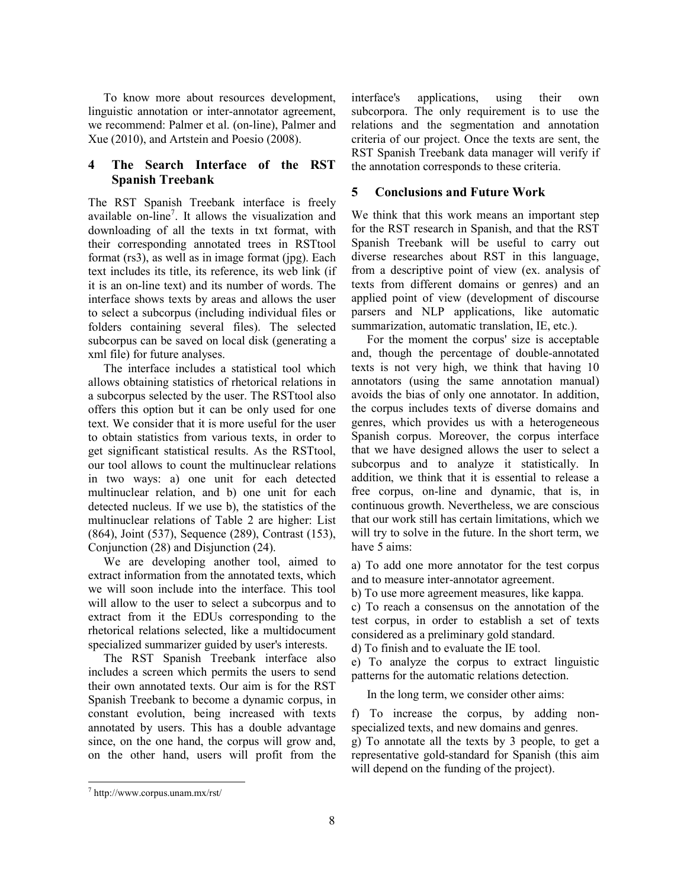To know more about resources development, linguistic annotation or inter-annotator agreement, we recommend: Palmer et al. (on-line), Palmer and Xue (2010), and Artstein and Poesio (2008).

## 4 The Search Interface of the RST Spanish Treebank

The RST Spanish Treebank interface is freely available on-line[7]. It allows the visualization and downloading of all the texts in txt format, with their corresponding annotated trees in RSTtool format (rs3), as well as in image format (jpg). Each text includes its title, its reference, its web link (if it is an on-line text) and its number of words. The interface shows texts by areas and allows the user to select a subcorpus (including individual files or folders containing several files). The selected subcorpus can be saved on local disk (generating a xml file) for future analyses.

The interface includes a statistical tool which allows obtaining statistics of rhetorical relations in a subcorpus selected by the user. The RSTtool also offers this option but it can be only used for one text. We consider that it is more useful for the user to obtain statistics from various texts, in order to get significant statistical results. As the RSTtool, our tool allows to count the multinuclear relations in two ways: a) one unit for each detected multinuclear relation, and b) one unit for each detected nucleus. If we use b), the statistics of the multinuclear relations of Table 2 are higher: List (864), Joint (537), Sequence (289), Contrast (153), Conjunction (28) and Disjunction (24).

We are developing another tool, aimed to extract information from the annotated texts, which we will soon include into the interface. This tool will allow to the user to select a subcorpus and to extract from it the EDUs corresponding to the rhetorical relations selected, like a multidocument specialized summarizer guided by user's interests.

The RST Spanish Treebank interface also includes a screen which permits the users to send their own annotated texts. Our aim is for the RST Spanish Treebank to become a dynamic corpus, in constant evolution, being increased with texts annotated by users. This has a double advantage since, on the one hand, the corpus will grow and, on the other hand, users will profit from the interface's applications, using their own subcorpora. The only requirement is to use the relations and the segmentation and annotation criteria of our project. Once the texts are sent, the RST Spanish Treebank data manager will verify if the annotation corresponds to these criteria.

## 5 Conclusions and Future Work

We think that this work means an important step for the RST research in Spanish, and that the RST Spanish Treebank will be useful to carry out diverse researches about RST in this language, from a descriptive point of view (ex. analysis of texts from different domains or genres) and an applied point of view (development of discourse parsers and NLP applications, like automatic summarization, automatic translation, IE, etc.).

For the moment the corpus' size is acceptable and, though the percentage of double-annotated texts is not very high, we think that having 10 annotators (using the same annotation manual) avoids the bias of only one annotator. In addition, the corpus includes texts of diverse domains and genres, which provides us with a heterogeneous Spanish corpus. Moreover, the corpus interface that we have designed allows the user to select a subcorpus and to analyze it statistically. In addition, we think that it is essential to release a free corpus, on-line and dynamic, that is, in continuous growth. Nevertheless, we are conscious that our work still has certain limitations, which we will try to solve in the future. In the short term, we have 5 aims:

a) To add one more annotator for the test corpus and to measure inter-annotator agreement.

b) To use more agreement measures, like kappa.

c) To reach a consensus on the annotation of the test corpus, in order to establish a set of texts considered as a preliminary gold standard.

d) To finish and to evaluate the IE tool.

e) To analyze the corpus to extract linguistic patterns for the automatic relations detection.

In the long term, we consider other aims:

f) To increase the corpus, by adding non-specialized texts, and new domains and genres.

g) To annotate all the texts by 3 people, to get a representative gold-standard for Spanish (this aim will depend on the funding of the project).

[7] http://www.corpus.unam.mx/rst/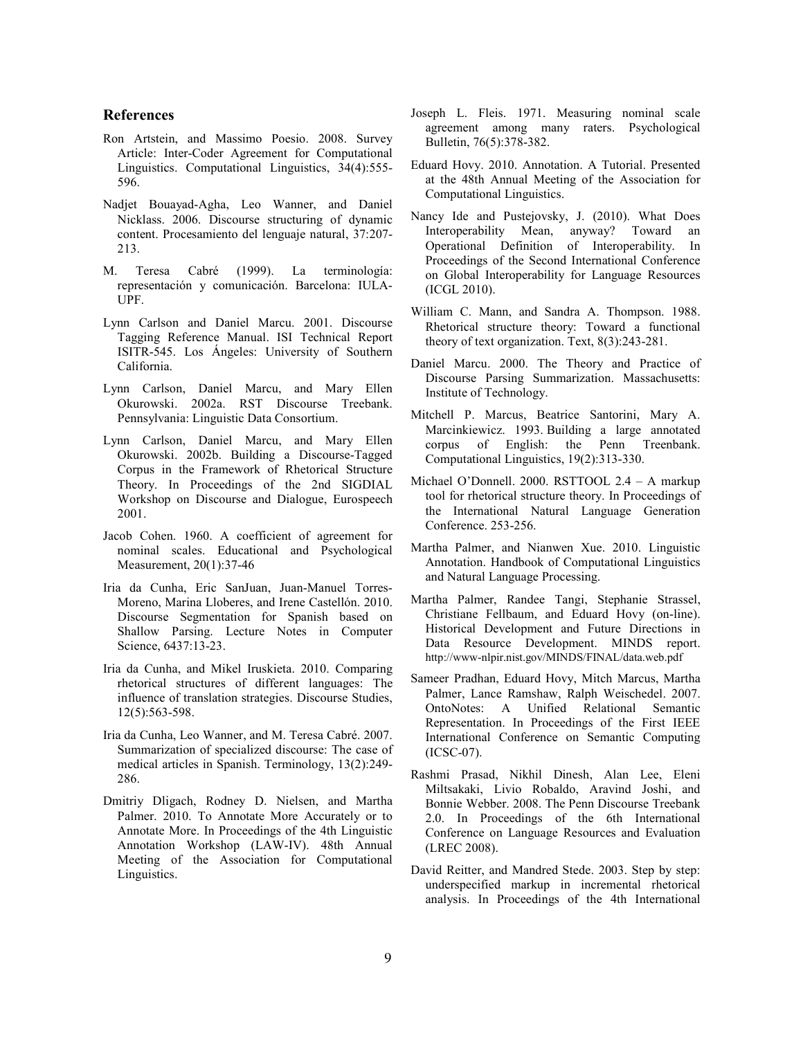## References

Ron Artstein, and Massimo Poesio. 2008. Survey Article: Inter-Coder Agreement for Computational Linguistics. Computational Linguistics, 34(4):555-596.

Nadjet Bouayad-Agha, Leo Wanner, and Daniel Nicklass. 2006. Discourse structuring of dynamic content. Procesamiento del lenguaje natural, 37:207-213.

M. Teresa Cabré (1999). La terminología: representación y comunicación. Barcelona: IULA-UPF.

Lynn Carlson and Daniel Marcu. 2001. Discourse Tagging Reference Manual. ISI Technical Report ISITR-545. Los Ángeles: University of Southern California.

Lynn Carlson, Daniel Marcu, and Mary Ellen Okurowski. 2002a. RST Discourse Treebank. Pennsylvania: Linguistic Data Consortium.

Lynn Carlson, Daniel Marcu, and Mary Ellen Okurowski. 2002b. Building a Discourse-Tagged Corpus in the Framework of Rhetorical Structure Theory. In Proceedings of the 2nd SIGDIAL Workshop on Discourse and Dialogue, Eurospeech 2001.

Jacob Cohen. 1960. A coefficient of agreement for nominal scales. Educational and Psychological Measurement, 20(1):37-46

Iria da Cunha, Eric SanJuan, Juan-Manuel Torres-Moreno, Marina Lloberes, and Irene Castellón. 2010. Discourse Segmentation for Spanish based on Shallow Parsing. Lecture Notes in Computer Science, 6437:13-23.

Iria da Cunha, and Mikel Iruskieta. 2010. Comparing rhetorical structures of different languages: The influence of translation strategies. Discourse Studies, 12(5):563-598.

Iria da Cunha, Leo Wanner, and M. Teresa Cabré. 2007. Summarization of specialized discourse: The case of medical articles in Spanish. Terminology, 13(2):249-286.

Dmitriy Dligach, Rodney D. Nielsen, and Martha Palmer. 2010. To Annotate More Accurately or to Annotate More. In Proceedings of the 4th Linguistic Annotation Workshop (LAW-IV). 48th Annual Meeting of the Association for Computational Linguistics.

Joseph L. Fleis. 1971. Measuring nominal scale agreement among many raters. Psychological Bulletin, 76(5):378-382.

Eduard Hovy. 2010. Annotation. A Tutorial. Presented at the 48th Annual Meeting of the Association for Computational Linguistics.

Nancy Ide and Pustejovsky, J. (2010). What Does Interoperability Mean, anyway? Toward an Operational Definition of Interoperability. In Proceedings of the Second International Conference on Global Interoperability for Language Resources (ICGL 2010).

William C. Mann, and Sandra A. Thompson. 1988. Rhetorical structure theory: Toward a functional theory of text organization. Text, 8(3):243-281.

Daniel Marcu. 2000. The Theory and Practice of Discourse Parsing Summarization. Massachusetts: Institute of Technology.

Mitchell P. Marcus, Beatrice Santorini, Mary A. Marcinkiewicz. 1993. Building a large annotated corpus of English: the Penn Treenbank. Computational Linguistics, 19(2):313-330.

Michael O'Donnell. 2000. RSTTOOL 2.4 – A markup tool for rhetorical structure theory. In Proceedings of the International Natural Language Generation Conference. 253-256.

Martha Palmer, and Nianwen Xue. 2010. Linguistic Annotation. Handbook of Computational Linguistics and Natural Language Processing.

Martha Palmer, Randee Tangi, Stephanie Strassel, Christiane Fellbaum, and Eduard Hovy (on-line). Historical Development and Future Directions in Data Resource Development. MINDS report. http://www-nlpir.nist.gov/MINDS/FINAL/data.web.pdf

Sameer Pradhan, Eduard Hovy, Mitch Marcus, Martha Palmer, Lance Ramshaw, Ralph Weischedel. 2007. OntoNotes: A Unified Relational Semantic Representation. In Proceedings of the First IEEE International Conference on Semantic Computing (ICSC-07).

Rashmi Prasad, Nikhil Dinesh, Alan Lee, Eleni Miltsakaki, Livio Robaldo, Aravind Joshi, and Bonnie Webber. 2008. The Penn Discourse Treebank 2.0. In Proceedings of the 6th International Conference on Language Resources and Evaluation (LREC 2008).

David Reitter, and Mandred Stede. 2003. Step by step: underspecified markup in incremental rhetorical analysis. In Proceedings of the 4th International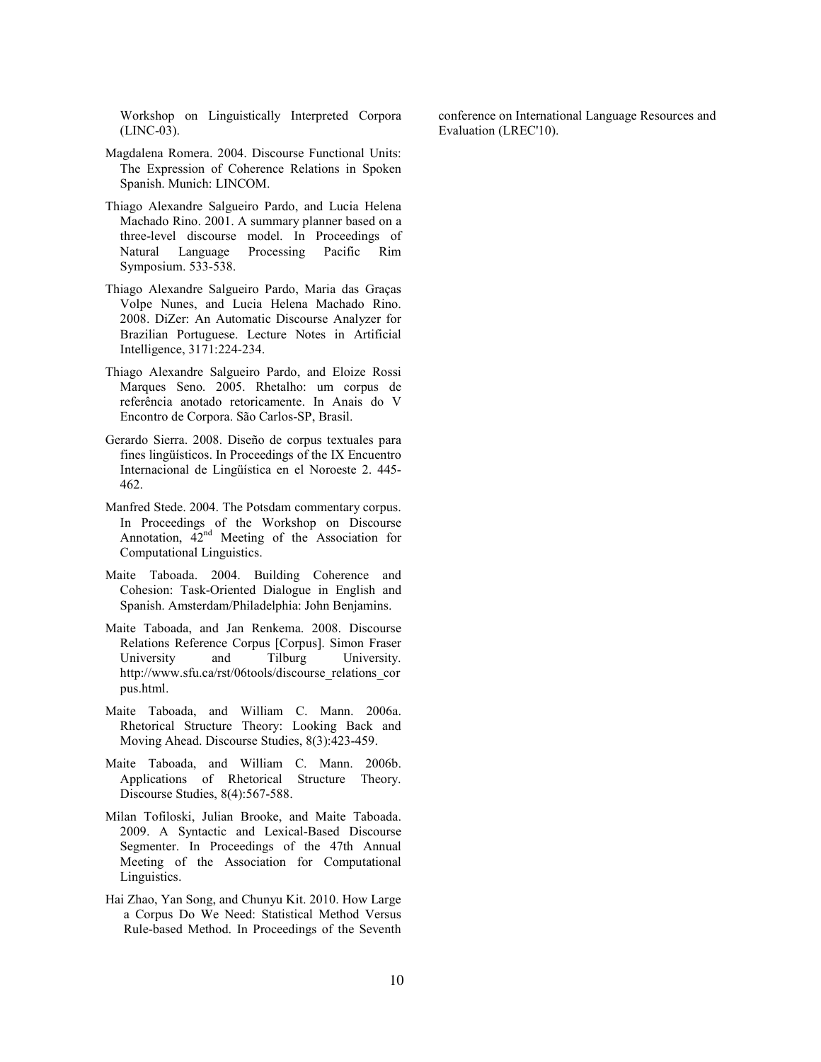Workshop on Linguistically Interpreted Corpora (LINC-03).

Magdalena Romera. 2004. Discourse Functional Units: The Expression of Coherence Relations in Spoken Spanish. Munich: LINCOM.

Thiago Alexandre Salgueiro Pardo, and Lucia Helena Machado Rino. 2001. A summary planner based on a three-level discourse model. In Proceedings of Natural Language Processing Pacific Rim Symposium. 533-538.

Thiago Alexandre Salgueiro Pardo, Maria das Graças Volpe Nunes, and Lucia Helena Machado Rino. 2008. DiZer: An Automatic Discourse Analyzer for Brazilian Portuguese. Lecture Notes in Artificial Intelligence, 3171:224-234.

Thiago Alexandre Salgueiro Pardo, and Eloize Rossi Marques Seno. 2005. Rhetalho: um corpus de referência anotado retoricamente. In Anais do V Encontro de Corpora. São Carlos-SP, Brasil.

Gerardo Sierra. 2008. Diseño de corpus textuales para fines lingüísticos. In Proceedings of the IX Encuentro Internacional de Lingüística en el Noroeste 2. 445-462.

Manfred Stede. 2004. The Potsdam commentary corpus. In Proceedings of the Workshop on Discourse Annotation, 42nd Meeting of the Association for Computational Linguistics.

Maite Taboada. 2004. Building Coherence and Cohesion: Task-Oriented Dialogue in English and Spanish. Amsterdam/Philadelphia: John Benjamins.

Maite Taboada, and Jan Renkema. 2008. Discourse Relations Reference Corpus [Corpus]. Simon Fraser University and Tilburg University. http://www.sfu.ca/rst/06tools/discourse_relations_corpus.html.

Maite Taboada, and William C. Mann. 2006a. Rhetorical Structure Theory: Looking Back and Moving Ahead. Discourse Studies, 8(3):423-459.

Maite Taboada, and William C. Mann. 2006b. Applications of Rhetorical Structure Theory. Discourse Studies, 8(4):567-588.

Milan Tofiloski, Julian Brooke, and Maite Taboada. 2009. A Syntactic and Lexical-Based Discourse Segmenter. In Proceedings of the 47th Annual Meeting of the Association for Computational Linguistics.

Hai Zhao, Yan Song, and Chunyu Kit. 2010. How Large a Corpus Do We Need: Statistical Method Versus Rule-based Method. In Proceedings of the Seventh conference on International Language Resources and Evaluation (LREC'10).